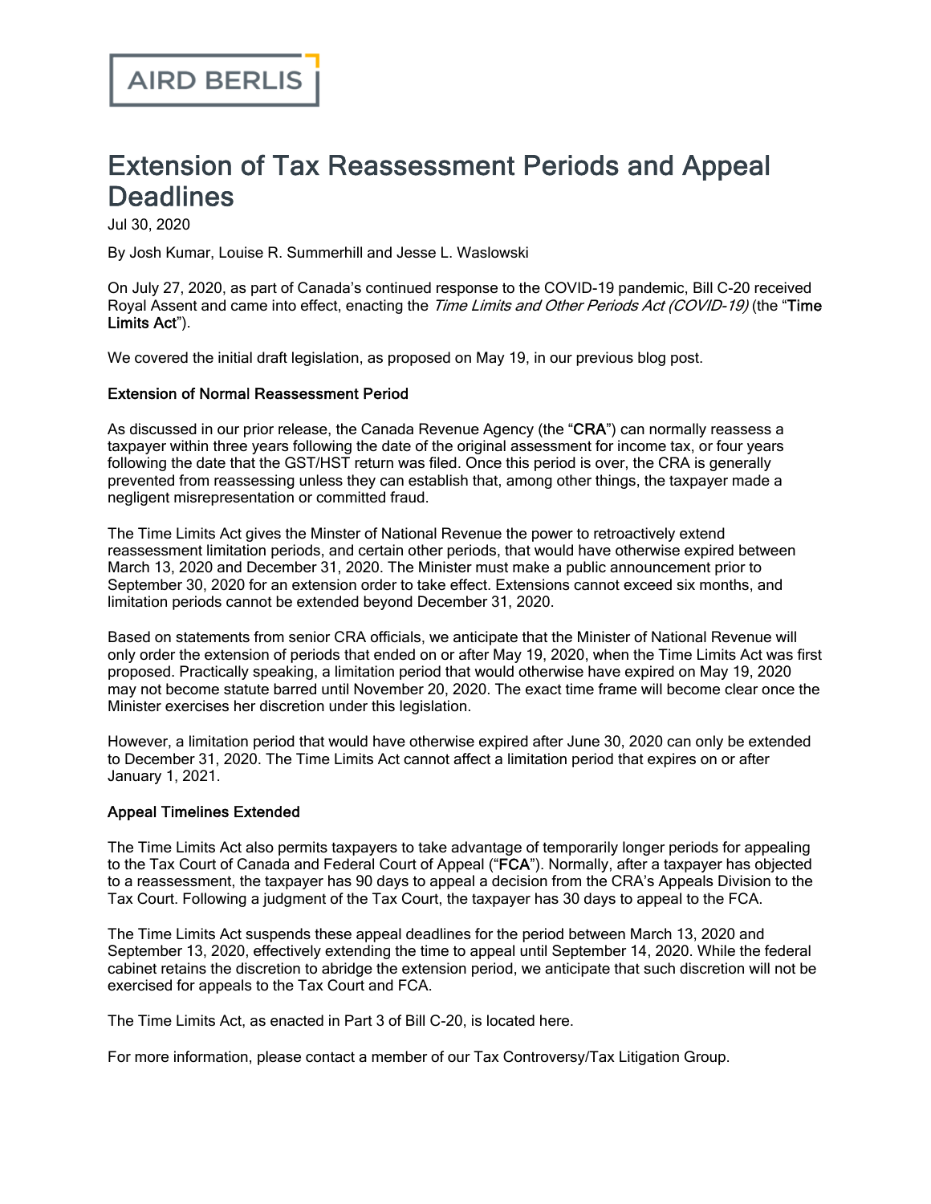AIRD BERLIS

# Extension of Tax Reassessment Periods and Appeal Deadlines

Jul 30, 2020

By Josh Kumar, Louise R. Summerhill and Jesse L. Waslowski

On July 27, 2020, as part of Canada's continued response to the COVID-19 pandemic, Bill C-20 received Royal Assent and came into effect, enacting the *Time Limits and Other Periods Act (COVID-19)* (the "**Time Limits Act**").

We covered the initial draft legislation, as proposed on May 19, in our previous blog post.

**Extension of Normal Reassessment Period**

As discussed in our prior release, the Canada Revenue Agency (the "**CRA**") can normally reassess a taxpayer within three years following the date of the original assessment for income tax, or four years following the date that the GST/HST return was filed. Once this period is over, the CRA is generally prevented from reassessing unless they can establish that, among other things, the taxpayer made a negligent misrepresentation or committed fraud.

The Time Limits Act gives the Minster of National Revenue the power to retroactively extend reassessment limitation periods, and certain other periods, that would have otherwise expired between March 13, 2020 and December 31, 2020. The Minister must make a public announcement prior to September 30, 2020 for an extension order to take effect. Extensions cannot exceed six months, and limitation periods cannot be extended beyond December 31, 2020.

Based on statements from senior CRA officials, we anticipate that the Minister of National Revenue will only order the extension of periods that ended on or after May 19, 2020, when the Time Limits Act was first proposed. Practically speaking, a limitation period that would otherwise have expired on May 19, 2020 may not become statute barred until November 20, 2020. The exact time frame will become clear once the Minister exercises her discretion under this legislation.

However, a limitation period that would have otherwise expired after June 30, 2020 can only be extended to December 31, 2020. The Time Limits Act cannot affect a limitation period that expires on or after January 1, 2021.

**Appeal Timelines Extended**

The Time Limits Act also permits taxpayers to take advantage of temporarily longer periods for appealing to the Tax Court of Canada and Federal Court of Appeal ("**FCA**"). Normally, after a taxpayer has objected to a reassessment, the taxpayer has 90 days to appeal a decision from the CRA's Appeals Division to the Tax Court. Following a judgment of the Tax Court, the taxpayer has 30 days to appeal to the FCA.

The Time Limits Act suspends these appeal deadlines for the period between March 13, 2020 and September 13, 2020, effectively extending the time to appeal until September 14, 2020. While the federal cabinet retains the discretion to abridge the extension period, we anticipate that such discretion will not be exercised for appeals to the Tax Court and FCA.

The Time Limits Act, as enacted in Part 3 of Bill C-20, is located here.

For more information, please contact a member of our Tax Controversy/Tax Litigation Group.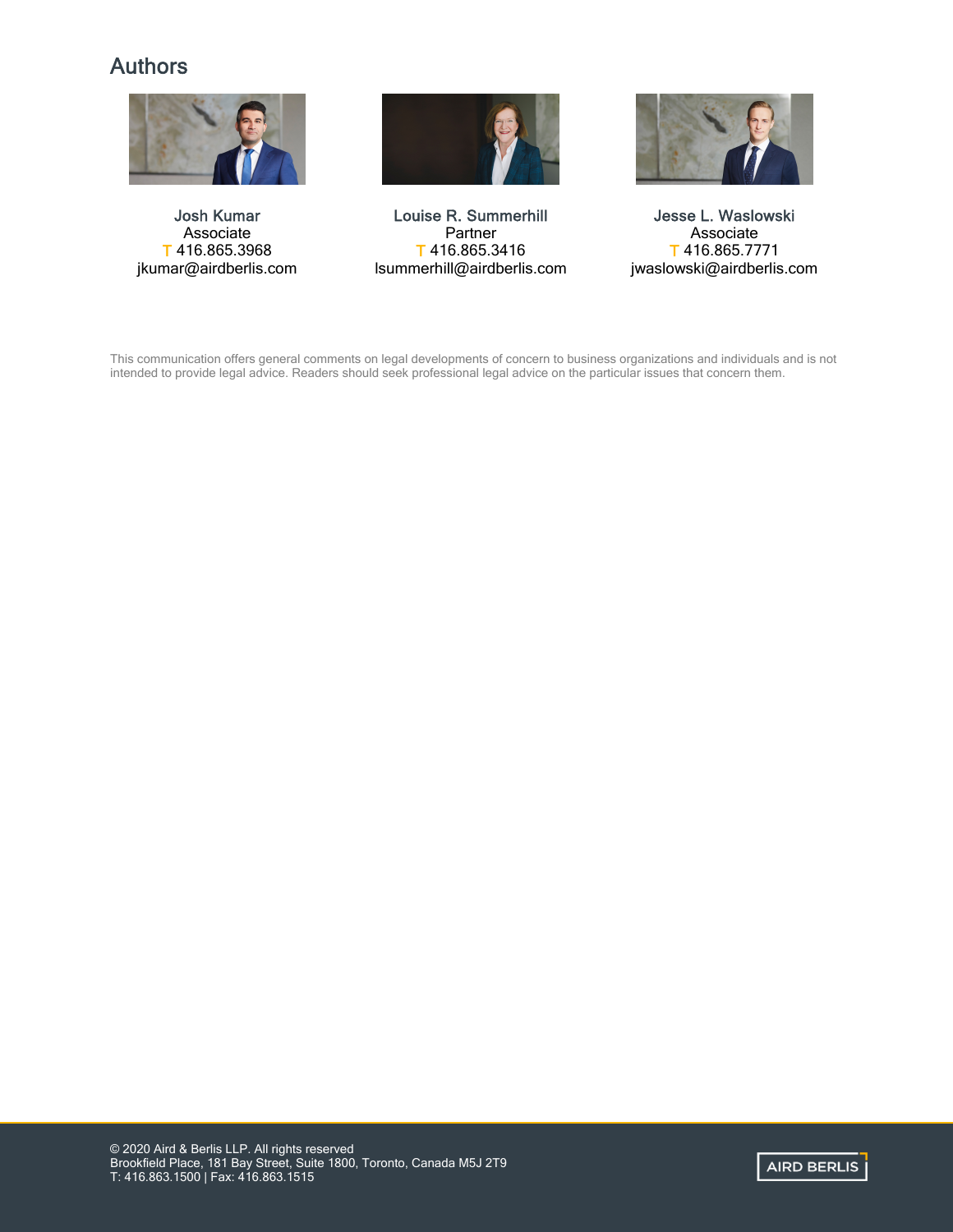## Authors

**Josh Kumar**
Associate
T 416.865.3968
jkumar@airdberlis.com

**Louise R. Summerhill**
Partner
T 416.865.3416
lsummerhill@airdberlis.com

**Jesse L. Waslowski**
Associate
T 416.865.7771
jwaslowski@airdberlis.com

This communication offers general comments on legal developments of concern to business organizations and individuals and is not intended to provide legal advice. Readers should seek professional legal advice on the particular issues that concern them.

© 2020 Aird & Berlis LLP. All rights reserved
Brookfield Place, 181 Bay Street, Suite 1800, Toronto, Canada M5J 2T9
T: 416.863.1500 | Fax: 416.863.1515

AIRD BERLIS